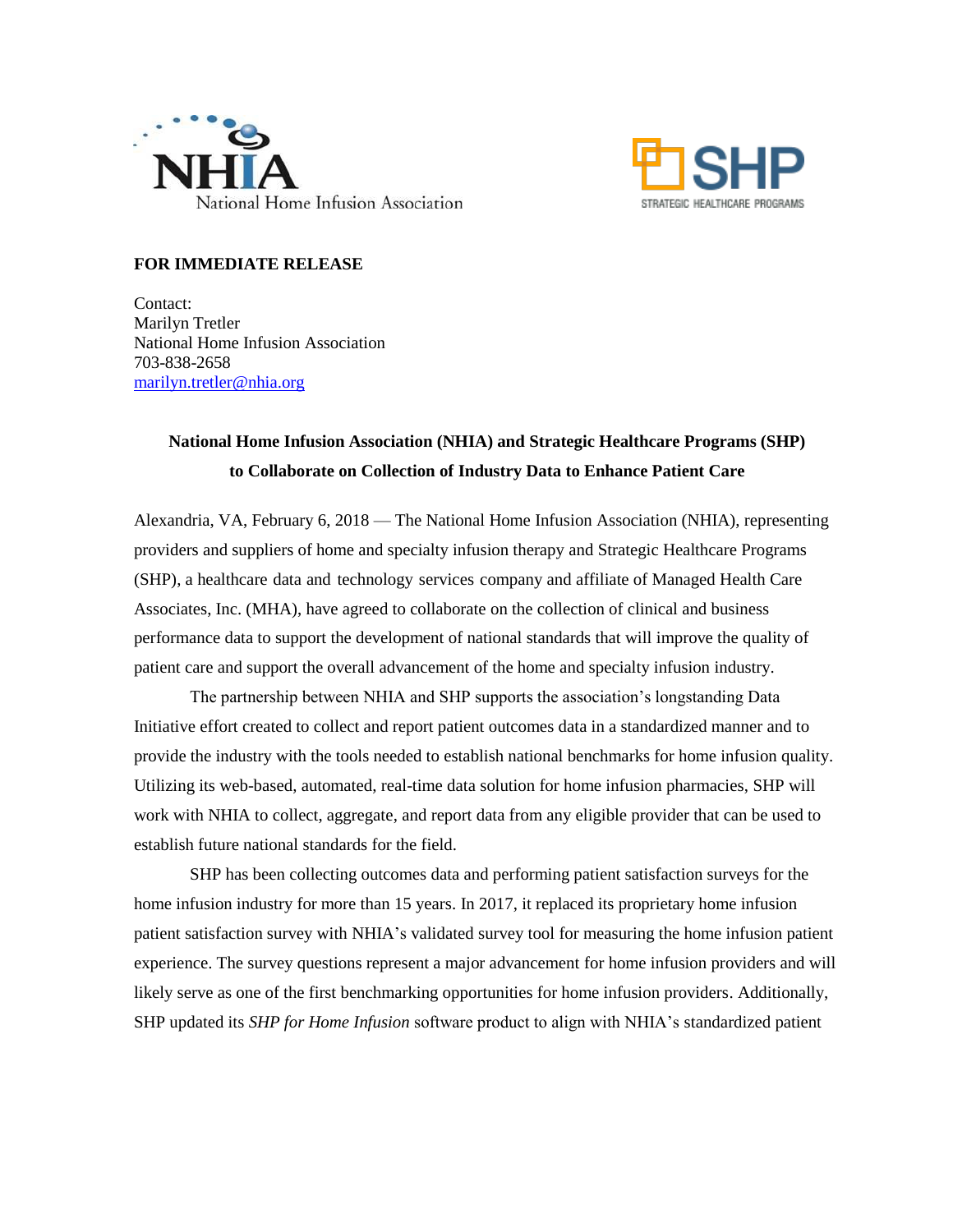National Home Infusion Association

STRATEGIC HEALTHCARE PROGRAMS

**FOR IMMEDIATE RELEASE**

Contact:
Marilyn Tretler
National Home Infusion Association
703-838-2658
marilyn.tretler@nhia.org

**National Home Infusion Association (NHIA) and Strategic Healthcare Programs (SHP) to Collaborate on Collection of Industry Data to Enhance Patient Care**

Alexandria, VA, February 6, 2018 — The National Home Infusion Association (NHIA), representing providers and suppliers of home and specialty infusion therapy and Strategic Healthcare Programs (SHP), a healthcare data and technology services company and affiliate of Managed Health Care Associates, Inc. (MHA), have agreed to collaborate on the collection of clinical and business performance data to support the development of national standards that will improve the quality of patient care and support the overall advancement of the home and specialty infusion industry.

The partnership between NHIA and SHP supports the association's longstanding Data Initiative effort created to collect and report patient outcomes data in a standardized manner and to provide the industry with the tools needed to establish national benchmarks for home infusion quality. Utilizing its web-based, automated, real-time data solution for home infusion pharmacies, SHP will work with NHIA to collect, aggregate, and report data from any eligible provider that can be used to establish future national standards for the field.

SHP has been collecting outcomes data and performing patient satisfaction surveys for the home infusion industry for more than 15 years. In 2017, it replaced its proprietary home infusion patient satisfaction survey with NHIA's validated survey tool for measuring the home infusion patient experience. The survey questions represent a major advancement for home infusion providers and will likely serve as one of the first benchmarking opportunities for home infusion providers. Additionally, SHP updated its *SHP for Home Infusion* software product to align with NHIA's standardized patient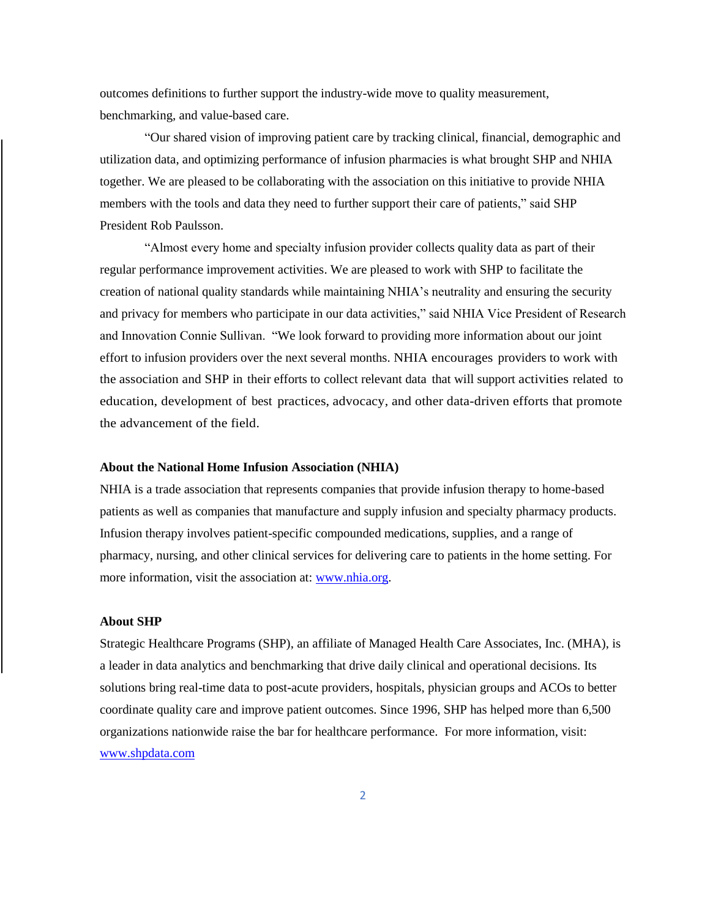outcomes definitions to further support the industry-wide move to quality measurement, benchmarking, and value-based care.

"Our shared vision of improving patient care by tracking clinical, financial, demographic and utilization data, and optimizing performance of infusion pharmacies is what brought SHP and NHIA together. We are pleased to be collaborating with the association on this initiative to provide NHIA members with the tools and data they need to further support their care of patients," said SHP President Rob Paulsson.

"Almost every home and specialty infusion provider collects quality data as part of their regular performance improvement activities. We are pleased to work with SHP to facilitate the creation of national quality standards while maintaining NHIA's neutrality and ensuring the security and privacy for members who participate in our data activities," said NHIA Vice President of Research and Innovation Connie Sullivan. "We look forward to providing more information about our joint effort to infusion providers over the next several months. NHIA encourages providers to work with the association and SHP in their efforts to collect relevant data that will support activities related to education, development of best practices, advocacy, and other data-driven efforts that promote the advancement of the field.

**About the National Home Infusion Association (NHIA)**

NHIA is a trade association that represents companies that provide infusion therapy to home-based patients as well as companies that manufacture and supply infusion and specialty pharmacy products. Infusion therapy involves patient-specific compounded medications, supplies, and a range of pharmacy, nursing, and other clinical services for delivering care to patients in the home setting. For more information, visit the association at: [www.nhia.org](http://www.nhia.org).

**About SHP**

Strategic Healthcare Programs (SHP), an affiliate of Managed Health Care Associates, Inc. (MHA), is a leader in data analytics and benchmarking that drive daily clinical and operational decisions. Its solutions bring real-time data to post-acute providers, hospitals, physician groups and ACOs to better coordinate quality care and improve patient outcomes. Since 1996, SHP has helped more than 6,500 organizations nationwide raise the bar for healthcare performance. For more information, visit: [www.shpdata.com](http://www.shpdata.com)